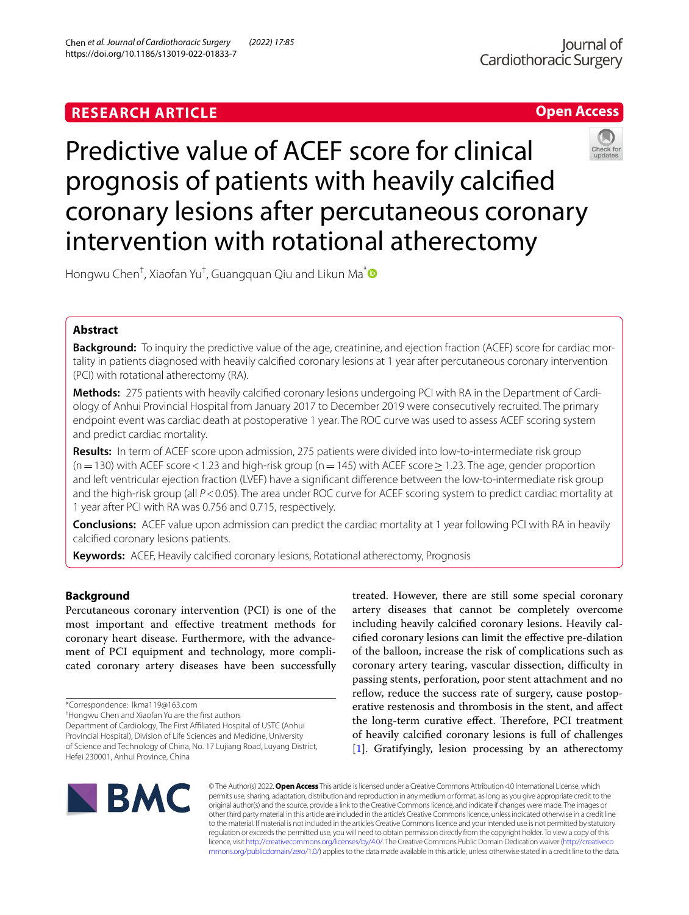**RESEARCH ARTICLE** **Open Access**

# Predictive value of ACEF score for clinical prognosis of patients with heavily calcified coronary lesions after percutaneous coronary intervention with rotational atherectomy

Hongwu Chen†, Xiaofan Yu†, Guangquan Qiu and Likun Ma*

## Abstract

**Background:** To inquiry the predictive value of the age, creatinine, and ejection fraction (ACEF) score for cardiac mortality in patients diagnosed with heavily calcified coronary lesions at 1 year after percutaneous coronary intervention (PCI) with rotational atherectomy (RA).

**Methods:** 275 patients with heavily calcified coronary lesions undergoing PCI with RA in the Department of Cardiology of Anhui Provincial Hospital from January 2017 to December 2019 were consecutively recruited. The primary endpoint event was cardiac death at postoperative 1 year. The ROC curve was used to assess ACEF scoring system and predict cardiac mortality.

**Results:** In term of ACEF score upon admission, 275 patients were divided into low-to-intermediate risk group (n = 130) with ACEF score < 1.23 and high-risk group (n = 145) with ACEF score ≥ 1.23. The age, gender proportion and left ventricular ejection fraction (LVEF) have a significant difference between the low-to-intermediate risk group and the high-risk group (all $P < 0.05$). The area under ROC curve for ACEF scoring system to predict cardiac mortality at 1 year after PCI with RA was 0.756 and 0.715, respectively.

**Conclusions:** ACEF value upon admission can predict the cardiac mortality at 1 year following PCI with RA in heavily calcified coronary lesions patients.

**Keywords:** ACEF, Heavily calcified coronary lesions, Rotational atherectomy, Prognosis

## Background

Percutaneous coronary intervention (PCI) is one of the most important and effective treatment methods for coronary heart disease. Furthermore, with the advancement of PCI equipment and technology, more complicated coronary artery diseases have been successfully treated. However, there are still some special coronary artery diseases that cannot be completely overcome including heavily calcified coronary lesions. Heavily calcified coronary lesions can limit the effective pre-dilation of the balloon, increase the risk of complications such as coronary artery tearing, vascular dissection, difficulty in passing stents, perforation, poor stent attachment and no reflow, reduce the success rate of surgery, cause postoperative restenosis and thrombosis in the stent, and affect the long-term curative effect. Therefore, PCI treatment of heavily calcified coronary lesions is full of challenges [1]. Gratifyingly, lesion processing by an atherectomy

*Correspondence: lkma119@163.com
†Hongwu Chen and Xiaofan Yu are the first authors
Department of Cardiology, The First Affiliated Hospital of USTC (Anhui Provincial Hospital), Division of Life Sciences and Medicine, University of Science and Technology of China, No. 17 Lujiang Road, Luyang District, Hefei 230001, Anhui Province, China

© The Author(s) 2022. **Open Access** This article is licensed under a Creative Commons Attribution 4.0 International License, which permits use, sharing, adaptation, distribution and reproduction in any medium or format, as long as you give appropriate credit to the original author(s) and the source, provide a link to the Creative Commons licence, and indicate if changes were made. The images or other third party material in this article are included in the article's Creative Commons licence, unless indicated otherwise in a credit line to the material. If material is not included in the article's Creative Commons licence and your intended use is not permitted by statutory regulation or exceeds the permitted use, you will need to obtain permission directly from the copyright holder. To view a copy of this licence, visit http://creativecommons.org/licenses/by/4.0/. The Creative Commons Public Domain Dedication waiver (http://creativecommons.org/publicdomain/zero/1.0/) applies to the data made available in this article, unless otherwise stated in a credit line to the data.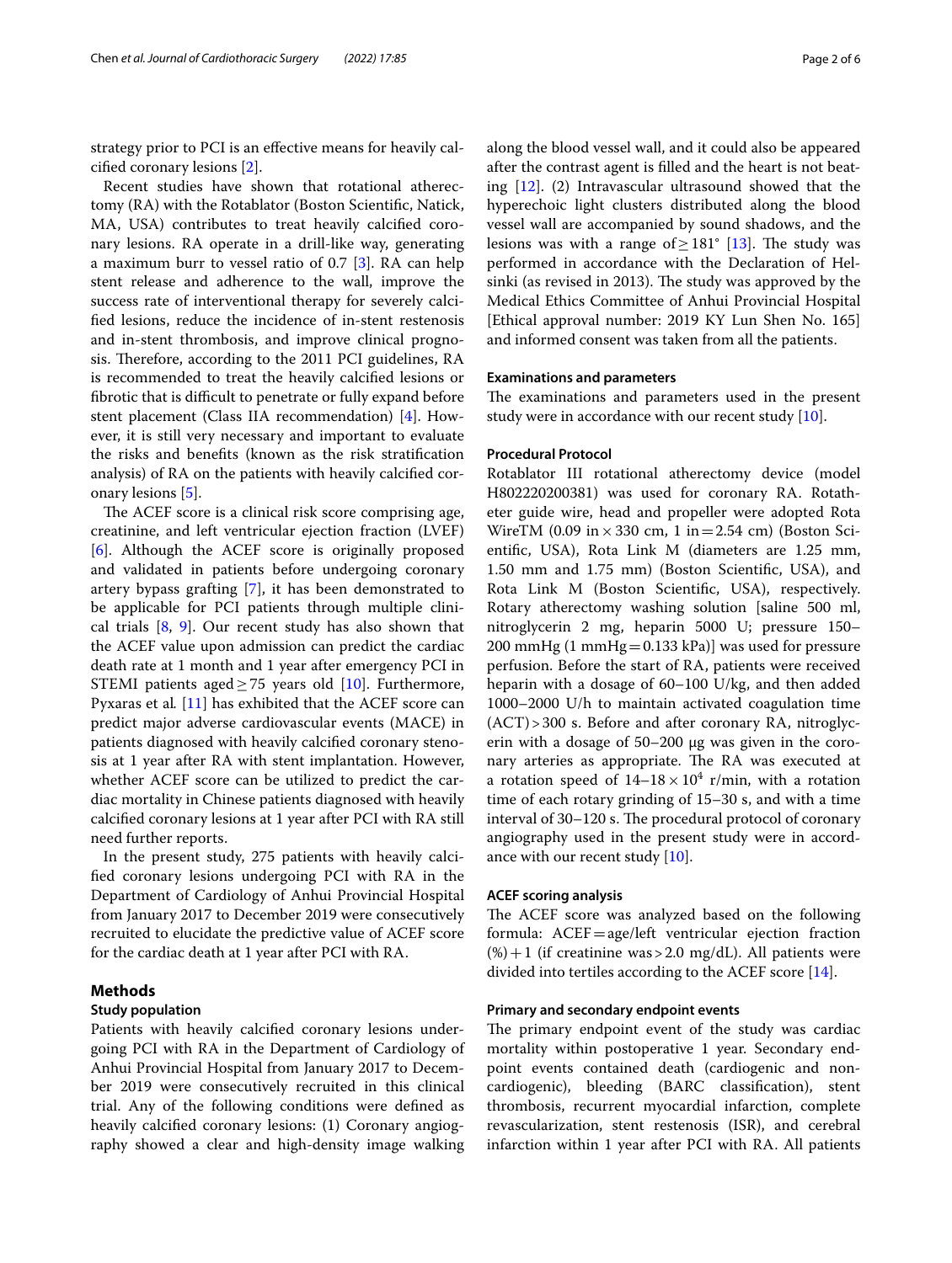strategy prior to PCI is an effective means for heavily calcified coronary lesions [2].

Recent studies have shown that rotational atherectomy (RA) with the Rotablator (Boston Scientific, Natick, MA, USA) contributes to treat heavily calcified coronary lesions. RA operate in a drill-like way, generating a maximum burr to vessel ratio of 0.7 [3]. RA can help stent release and adherence to the wall, improve the success rate of interventional therapy for severely calcified lesions, reduce the incidence of in-stent restenosis and in-stent thrombosis, and improve clinical prognosis. Therefore, according to the 2011 PCI guidelines, RA is recommended to treat the heavily calcified lesions or fibrotic that is difficult to penetrate or fully expand before stent placement (Class IIA recommendation) [4]. However, it is still very necessary and important to evaluate the risks and benefits (known as the risk stratification analysis) of RA on the patients with heavily calcified coronary lesions [5].

The ACEF score is a clinical risk score comprising age, creatinine, and left ventricular ejection fraction (LVEF) [6]. Although the ACEF score is originally proposed and validated in patients before undergoing coronary artery bypass grafting [7], it has been demonstrated to be applicable for PCI patients through multiple clinical trials [8, 9]. Our recent study has also shown that the ACEF value upon admission can predict the cardiac death rate at 1 month and 1 year after emergency PCI in STEMI patients aged ≥ 75 years old [10]. Furthermore, Pyxaras et al. [11] has exhibited that the ACEF score can predict major adverse cardiovascular events (MACE) in patients diagnosed with heavily calcified coronary stenosis at 1 year after RA with stent implantation. However, whether ACEF score can be utilized to predict the cardiac mortality in Chinese patients diagnosed with heavily calcified coronary lesions at 1 year after PCI with RA still need further reports.

In the present study, 275 patients with heavily calcified coronary lesions undergoing PCI with RA in the Department of Cardiology of Anhui Provincial Hospital from January 2017 to December 2019 were consecutively recruited to elucidate the predictive value of ACEF score for the cardiac death at 1 year after PCI with RA.

## Methods

### Study population

Patients with heavily calcified coronary lesions undergoing PCI with RA in the Department of Cardiology of Anhui Provincial Hospital from January 2017 to December 2019 were consecutively recruited in this clinical trial. Any of the following conditions were defined as heavily calcified coronary lesions: (1) Coronary angiography showed a clear and high-density image walking along the blood vessel wall, and it could also be appeared after the contrast agent is filled and the heart is not beating [12]. (2) Intravascular ultrasound showed that the hyperechoic light clusters distributed along the blood vessel wall are accompanied by sound shadows, and the lesions was with a range of ≥ 181° [13]. The study was performed in accordance with the Declaration of Helsinki (as revised in 2013). The study was approved by the Medical Ethics Committee of Anhui Provincial Hospital [Ethical approval number: 2019 KY Lun Shen No. 165] and informed consent was taken from all the patients.

### Examinations and parameters

The examinations and parameters used in the present study were in accordance with our recent study [10].

### Procedural Protocol

Rotablator III rotational atherectomy device (model H802220200381) was used for coronary RA. Rotatheter guide wire, head and propeller were adopted Rota WireTM (0.09 in × 330 cm, 1 in = 2.54 cm) (Boston Scientific, USA), Rota Link M (diameters are 1.25 mm, 1.50 mm and 1.75 mm) (Boston Scientific, USA), and Rota Link M (Boston Scientific, USA), respectively. Rotary atherectomy washing solution [saline 500 ml, nitroglycerin 2 mg, heparin 5000 U; pressure 150–200 mmHg (1 mmHg = 0.133 kPa)] was used for pressure perfusion. Before the start of RA, patients were received heparin with a dosage of 60–100 U/kg, and then added 1000–2000 U/h to maintain activated coagulation time (ACT) > 300 s. Before and after coronary RA, nitroglycerin with a dosage of 50–200 μg was given in the coronary arteries as appropriate. The RA was executed at a rotation speed of $14–18 \times 10^4$ r/min, with a rotation time of each rotary grinding of 15–30 s, and with a time interval of 30–120 s. The procedural protocol of coronary angiography used in the present study were in accordance with our recent study [10].

### ACEF scoring analysis

The ACEF score was analyzed based on the following formula: ACEF = age/left ventricular ejection fraction (%) + 1 (if creatinine was > 2.0 mg/dL). All patients were divided into tertiles according to the ACEF score [14].

### Primary and secondary endpoint events

The primary endpoint event of the study was cardiac mortality within postoperative 1 year. Secondary endpoint events contained death (cardiogenic and non-cardiogenic), bleeding (BARC classification), stent thrombosis, recurrent myocardial infarction, complete revascularization, stent restenosis (ISR), and cerebral infarction within 1 year after PCI with RA. All patients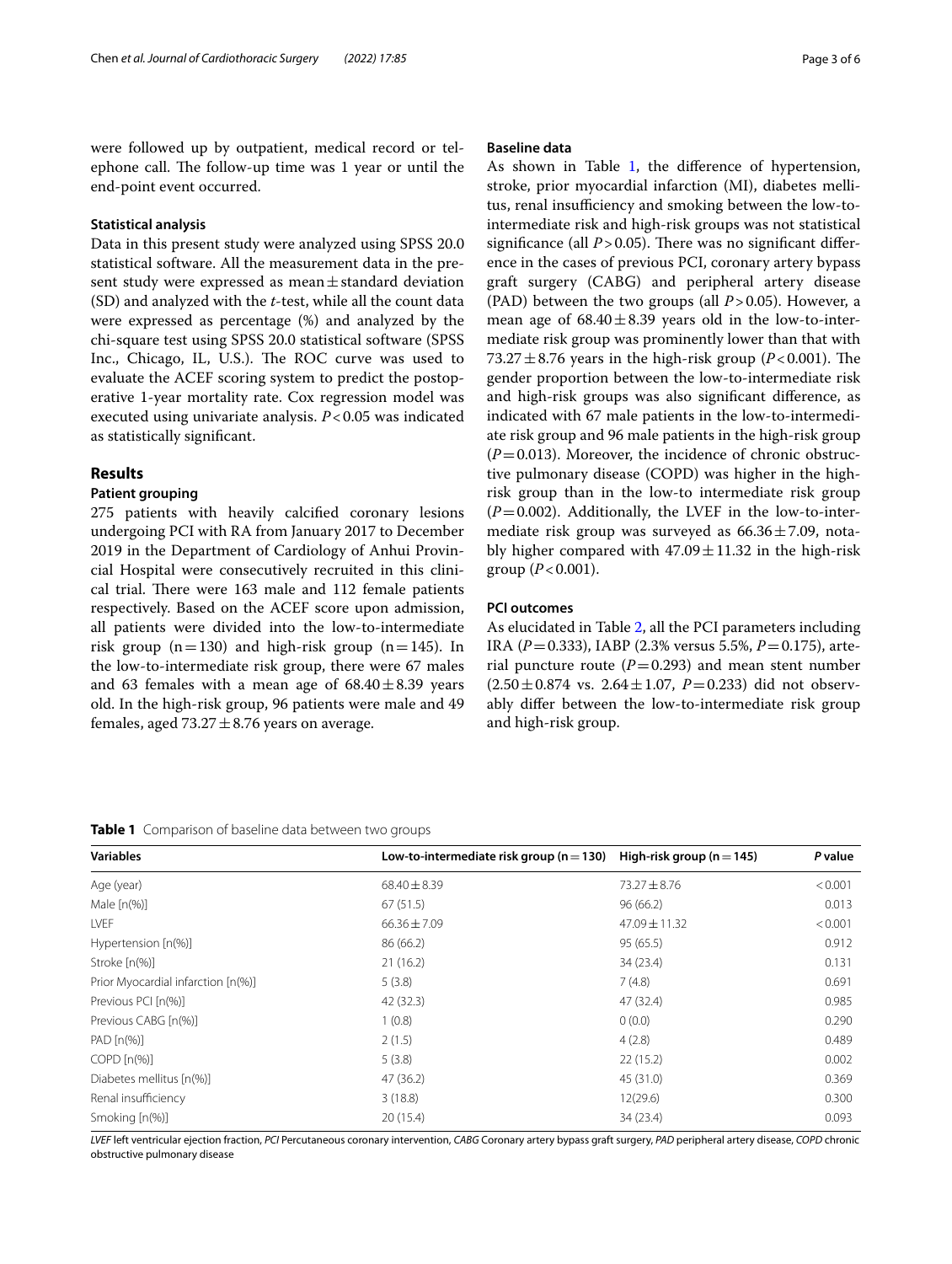were followed up by outpatient, medical record or telephone call. The follow-up time was 1 year or until the end-point event occurred.

### Statistical analysis

Data in this present study were analyzed using SPSS 20.0 statistical software. All the measurement data in the present study were expressed as mean ± standard deviation (SD) and analyzed with the *t*-test, while all the count data were expressed as percentage (%) and analyzed by the chi-square test using SPSS 20.0 statistical software (SPSS Inc., Chicago, IL, U.S.). The ROC curve was used to evaluate the ACEF scoring system to predict the postoperative 1-year mortality rate. Cox regression model was executed using univariate analysis. $P < 0.05$ was indicated as statistically significant.

## Results

### Patient grouping

275 patients with heavily calcified coronary lesions undergoing PCI with RA from January 2017 to December 2019 in the Department of Cardiology of Anhui Provincial Hospital were consecutively recruited in this clinical trial. There were 163 male and 112 female patients respectively. Based on the ACEF score upon admission, all patients were divided into the low-to-intermediate risk group (n = 130) and high-risk group (n = 145). In the low-to-intermediate risk group, there were 67 males and 63 females with a mean age of 68.40 ± 8.39 years old. In the high-risk group, 96 patients were male and 49 females, aged 73.27 ± 8.76 years on average.

### Baseline data

As shown in Table 1, the difference of hypertension, stroke, prior myocardial infarction (MI), diabetes mellitus, renal insufficiency and smoking between the low-to-intermediate risk and high-risk groups was not statistical significance (all $P > 0.05$). There was no significant difference in the cases of previous PCI, coronary artery bypass graft surgery (CABG) and peripheral artery disease (PAD) between the two groups (all $P > 0.05$). However, a mean age of 68.40 ± 8.39 years old in the low-to-intermediate risk group was prominently lower than that with 73.27 ± 8.76 years in the high-risk group ($P < 0.001$). The gender proportion between the low-to-intermediate risk and high-risk groups was also significant difference, as indicated with 67 male patients in the low-to-intermediate risk group and 96 male patients in the high-risk group ($P = 0.013$). Moreover, the incidence of chronic obstructive pulmonary disease (COPD) was higher in the high-risk group than in the low-to intermediate risk group ($P = 0.002$). Additionally, the LVEF in the low-to-intermediate risk group was surveyed as 66.36 ± 7.09, notably higher compared with 47.09 ± 11.32 in the high-risk group ($P < 0.001$).

### PCI outcomes

As elucidated in Table 2, all the PCI parameters including IRA ($P = 0.333$), IABP (2.3% versus 5.5%, $P = 0.175$), arterial puncture route ($P = 0.293$) and mean stent number (2.50 ± 0.874 vs. 2.64 ± 1.07, $P = 0.233$) did not observably differ between the low-to-intermediate risk group and high-risk group.

**Table 1** Comparison of baseline data between two groups

| Variables | Low-to-intermediate risk group (n = 130) | High-risk group (n = 145) | *P* value |
|---|---|---|---|
| Age (year) | 68.40 ± 8.39 | 73.27 ± 8.76 | < 0.001 |
| Male [n(%)] | 67 (51.5) | 96 (66.2) | 0.013 |
| LVEF | 66.36 ± 7.09 | 47.09 ± 11.32 | < 0.001 |
| Hypertension [n(%)] | 86 (66.2) | 95 (65.5) | 0.912 |
| Stroke [n(%)] | 21 (16.2) | 34 (23.4) | 0.131 |
| Prior Myocardial infarction [n(%)] | 5 (3.8) | 7 (4.8) | 0.691 |
| Previous PCI [n(%)] | 42 (32.3) | 47 (32.4) | 0.985 |
| Previous CABG [n(%)] | 1 (0.8) | 0 (0.0) | 0.290 |
| PAD [n(%)] | 2 (1.5) | 4 (2.8) | 0.489 |
| COPD [n(%)] | 5 (3.8) | 22 (15.2) | 0.002 |
| Diabetes mellitus [n(%)] | 47 (36.2) | 45 (31.0) | 0.369 |
| Renal insufficiency | 3 (18.8) | 12(29.6) | 0.300 |
| Smoking [n(%)] | 20 (15.4) | 34 (23.4) | 0.093 |

*LVEF* left ventricular ejection fraction, *PCI* Percutaneous coronary intervention, *CABG* Coronary artery bypass graft surgery, *PAD* peripheral artery disease, *COPD* chronic obstructive pulmonary disease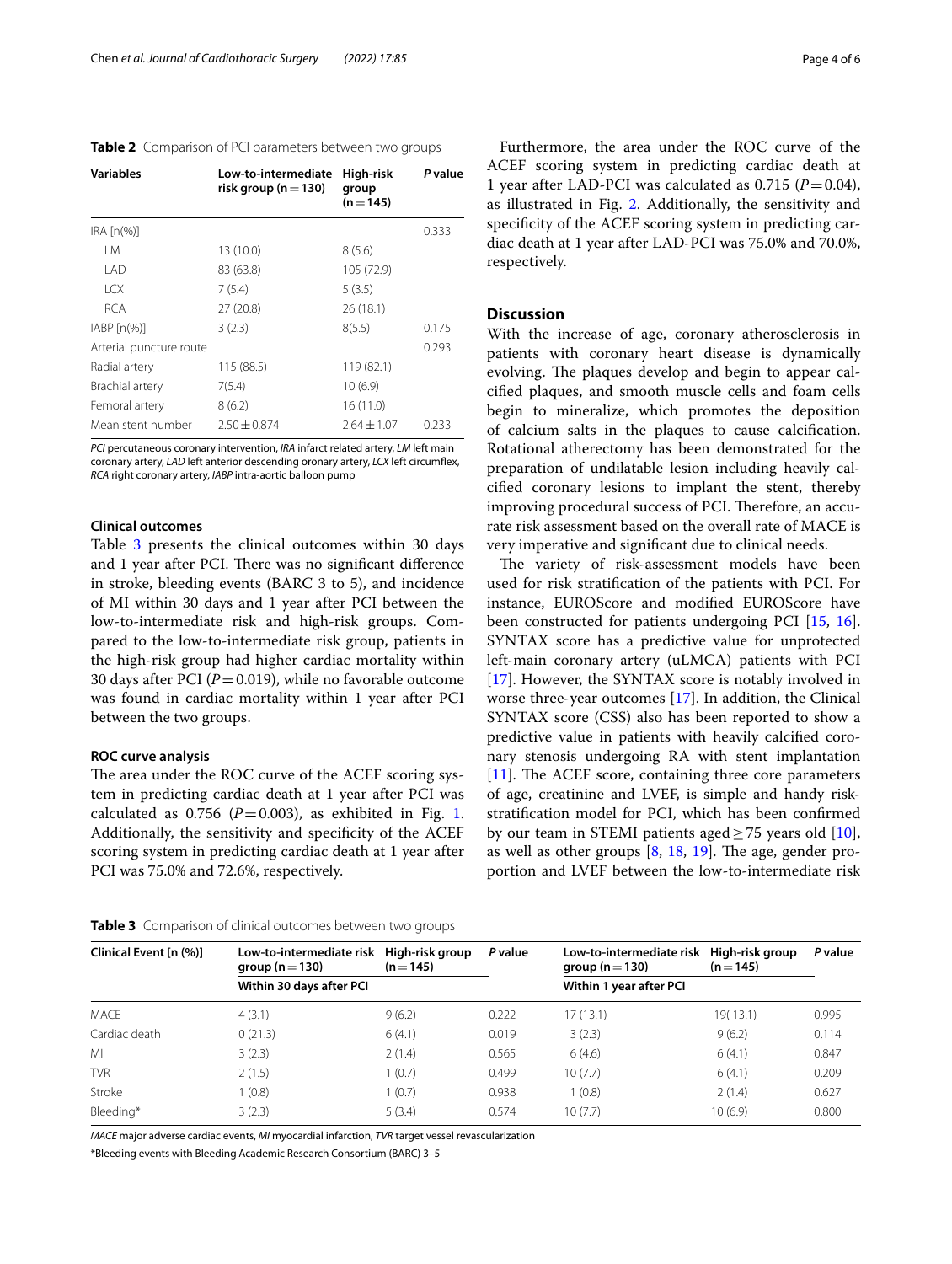**Table 2** Comparison of PCI parameters between two groups

| Variables | Low-to-intermediate risk group (n = 130) | High-risk group (n = 145) | P value |
|---|---|---|---|
| IRA [n(%)] | | | 0.333 |
| LM | 13 (10.0) | 8 (5.6) | |
| LAD | 83 (63.8) | 105 (72.9) | |
| LCX | 7 (5.4) | 5 (3.5) | |
| RCA | 27 (20.8) | 26 (18.1) | |
| IABP [n(%)] | 3 (2.3) | 8(5.5) | 0.175 |
| Arterial puncture route | | | 0.293 |
| Radial artery | 115 (88.5) | 119 (82.1) | |
| Brachial artery | 7(5.4) | 10 (6.9) | |
| Femoral artery | 8 (6.2) | 16 (11.0) | |
| Mean stent number | 2.50 ± 0.874 | 2.64 ± 1.07 | 0.233 |

*PCI* percutaneous coronary intervention, *IRA* infarct related artery, *LM* left main coronary artery, *LAD* left anterior descending oronary artery, *LCX* left circumflex, *RCA* right coronary artery, *IABP* intra-aortic balloon pump

### Clinical outcomes

Table 3 presents the clinical outcomes within 30 days and 1 year after PCI. There was no significant difference in stroke, bleeding events (BARC 3 to 5), and incidence of MI within 30 days and 1 year after PCI between the low-to-intermediate risk and high-risk groups. Compared to the low-to-intermediate risk group, patients in the high-risk group had higher cardiac mortality within 30 days after PCI ($P = 0.019$), while no favorable outcome was found in cardiac mortality within 1 year after PCI between the two groups.

### ROC curve analysis

The area under the ROC curve of the ACEF scoring system in predicting cardiac death at 1 year after PCI was calculated as 0.756 ($P = 0.003$), as exhibited in Fig. 1. Additionally, the sensitivity and specificity of the ACEF scoring system in predicting cardiac death at 1 year after PCI was 75.0% and 72.6%, respectively.

Furthermore, the area under the ROC curve of the ACEF scoring system in predicting cardiac death at 1 year after LAD-PCI was calculated as 0.715 ($P = 0.04$), as illustrated in Fig. 2. Additionally, the sensitivity and specificity of the ACEF scoring system in predicting cardiac death at 1 year after LAD-PCI was 75.0% and 70.0%, respectively.

## Discussion

With the increase of age, coronary atherosclerosis in patients with coronary heart disease is dynamically evolving. The plaques develop and begin to appear calcified plaques, and smooth muscle cells and foam cells begin to mineralize, which promotes the deposition of calcium salts in the plaques to cause calcification. Rotational atherectomy has been demonstrated for the preparation of undilatable lesion including heavily calcified coronary lesions to implant the stent, thereby improving procedural success of PCI. Therefore, an accurate risk assessment based on the overall rate of MACE is very imperative and significant due to clinical needs.

The variety of risk-assessment models have been used for risk stratification of the patients with PCI. For instance, EUROScore and modified EUROScore have been constructed for patients undergoing PCI [15, 16]. SYNTAX score has a predictive value for unprotected left-main coronary artery (uLMCA) patients with PCI [17]. However, the SYNTAX score is notably involved in worse three-year outcomes [17]. In addition, the Clinical SYNTAX score (CSS) also has been reported to show a predictive value in patients with heavily calcified coronary stenosis undergoing RA with stent implantation [11]. The ACEF score, containing three core parameters of age, creatinine and LVEF, is simple and handy risk-stratification model for PCI, which has been confirmed by our team in STEMI patients aged ≥ 75 years old [10], as well as other groups [8, 18, 19]. The age, gender proportion and LVEF between the low-to-intermediate risk

**Table 3** Comparison of clinical outcomes between two groups

| Clinical Event [n (%)] | Low-to-intermediate risk group (n = 130) | High-risk group (n = 145) | P value | Low-to-intermediate risk group (n = 130) | High-risk group (n = 145) | P value |
|---|---|---|---|---|---|---|
| | Within 30 days after PCI | | | Within 1 year after PCI | | |
| MACE | 4 (3.1) | 9 (6.2) | 0.222 | 17 (13.1) | 19( 13.1) | 0.995 |
| Cardiac death | 0 (21.3) | 6 (4.1) | 0.019 | 3 (2.3) | 9 (6.2) | 0.114 |
| MI | 3 (2.3) | 2 (1.4) | 0.565 | 6 (4.6) | 6 (4.1) | 0.847 |
| TVR | 2 (1.5) | 1 (0.7) | 0.499 | 10 (7.7) | 6 (4.1) | 0.209 |
| Stroke | 1 (0.8) | 1 (0.7) | 0.938 | 1 (0.8) | 2 (1.4) | 0.627 |
| Bleeding* | 3 (2.3) | 5 (3.4) | 0.574 | 10 (7.7) | 10 (6.9) | 0.800 |

*MACE* major adverse cardiac events, *MI* myocardial infarction, *TVR* target vessel revascularization

*Bleeding events with Bleeding Academic Research Consortium (BARC) 3–5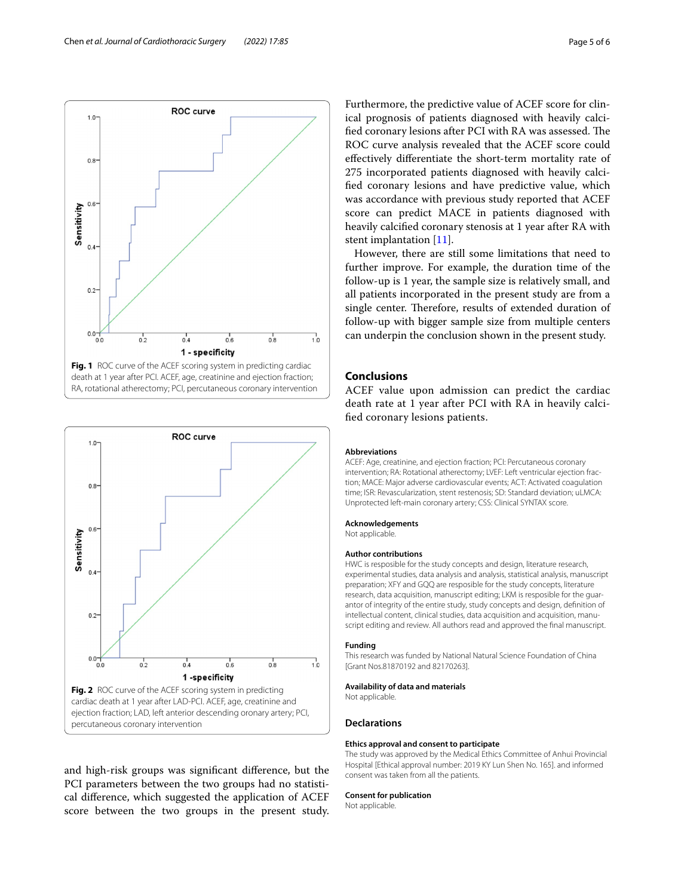Fig. 1 ROC curve of the ACEF scoring system in predicting cardiac death at 1 year after PCI. ACEF, age, creatinine and ejection fraction; RA, rotational atherectomy; PCI, percutaneous coronary intervention

Fig. 2 ROC curve of the ACEF scoring system in predicting cardiac death at 1 year after LAD-PCI. ACEF, age, creatinine and ejection fraction; LAD, left anterior descending oronary artery; PCI, percutaneous coronary intervention

and high-risk groups was significant difference, but the PCI parameters between the two groups had no statistical difference, which suggested the application of ACEF score between the two groups in the present study. Furthermore, the predictive value of ACEF score for clinical prognosis of patients diagnosed with heavily calcified coronary lesions after PCI with RA was assessed. The ROC curve analysis revealed that the ACEF score could effectively differentiate the short-term mortality rate of 275 incorporated patients diagnosed with heavily calcified coronary lesions and have predictive value, which was accordance with previous study reported that ACEF score can predict MACE in patients diagnosed with heavily calcified coronary stenosis at 1 year after RA with stent implantation [11].

However, there are still some limitations that need to further improve. For example, the duration time of the follow-up is 1 year, the sample size is relatively small, and all patients incorporated in the present study are from a single center. Therefore, results of extended duration of follow-up with bigger sample size from multiple centers can underpin the conclusion shown in the present study.

## Conclusions

ACEF value upon admission can predict the cardiac death rate at 1 year after PCI with RA in heavily calcified coronary lesions patients.

### Abbreviations

ACEF: Age, creatinine, and ejection fraction; PCI: Percutaneous coronary intervention; RA: Rotational atherectomy; LVEF: Left ventricular ejection fraction; MACE: Major adverse cardiovascular events; ACT: Activated coagulation time; ISR: Revascularization, stent restenosis; SD: Standard deviation; uLMCA: Unprotected left-main coronary artery; CSS: Clinical SYNTAX score.

### Acknowledgements

Not applicable.

### Author contributions

HWC is resposible for the study concepts and design, literature research, experimental studies, data analysis and analysis, statistical analysis, manuscript preparation; XFY and GQQ are resposible for the study concepts, literature research, data acquisition, manuscript editing; LKM is resposible for the guarantor of integrity of the entire study, study concepts and design, definition of intellectual content, clinical studies, data acquisition and acquisition, manuscript editing and review. All authors read and approved the final manuscript.

### Funding

This research was funded by National Natural Science Foundation of China [Grant Nos.81870192 and 82170263].

### Availability of data and materials

Not applicable.

## Declarations

### Ethics approval and consent to participate

The study was approved by the Medical Ethics Committee of Anhui Provincial Hospital [Ethical approval number: 2019 KY Lun Shen No. 165]. and informed consent was taken from all the patients.

### Consent for publication

Not applicable.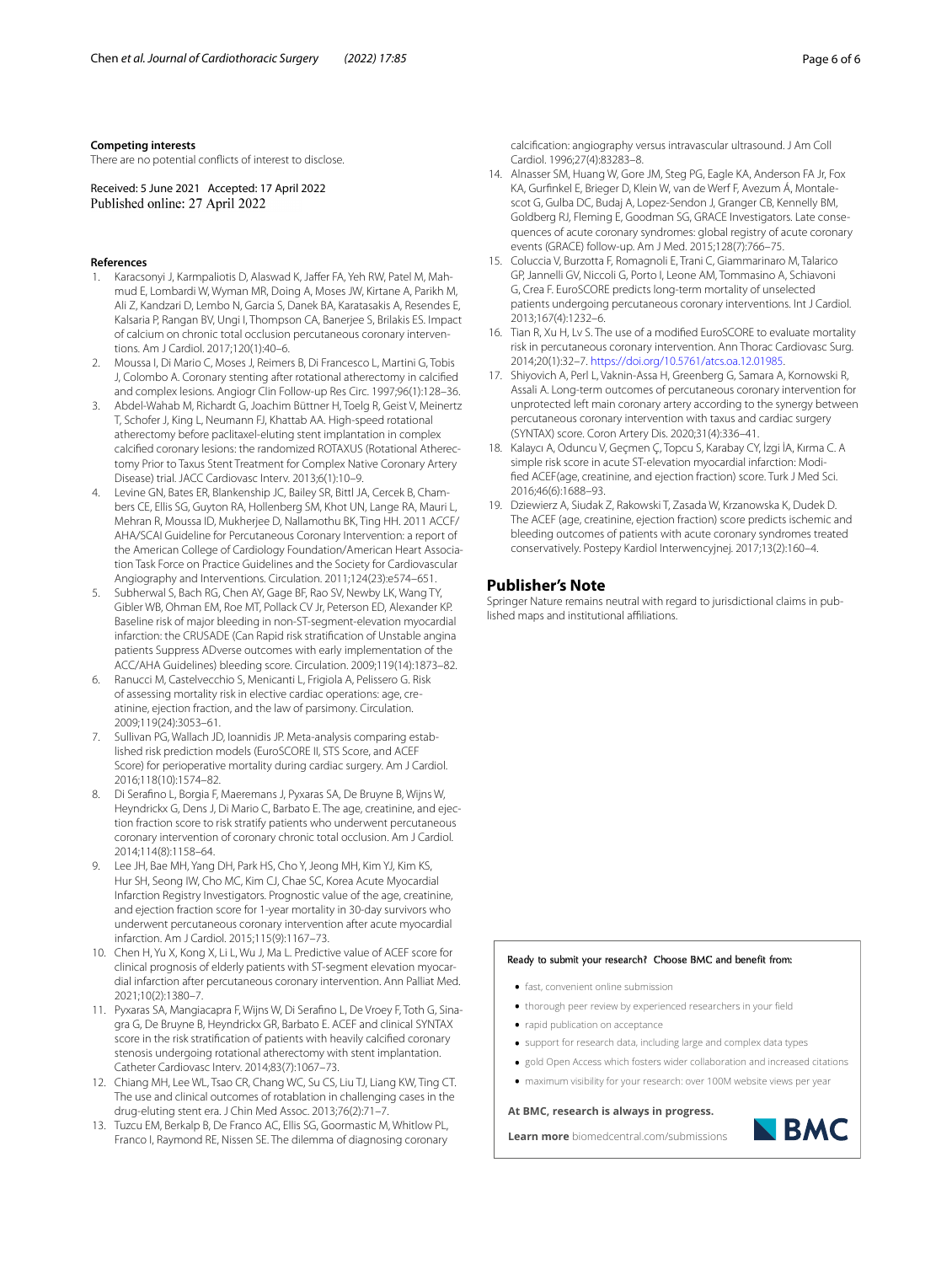**Competing interests**

There are no potential conflicts of interest to disclose.

Received: 5 June 2021 Accepted: 17 April 2022
Published online: 27 April 2022

**References**

1. Karacsonyi J, Karmpaliotis D, Alaswad K, Jaffer FA, Yeh RW, Patel M, Mahmud E, Lombardi W, Wyman MR, Doing A, Moses JW, Kirtane A, Parikh M, Ali Z, Kandzari D, Lembo N, Garcia S, Danek BA, Karatasakis A, Resendes E, Kalsaria P, Rangan BV, Ungi I, Thompson CA, Banerjee S, Brilakis ES. Impact of calcium on chronic total occlusion percutaneous coronary interventions. Am J Cardiol. 2017;120(1):40–6.
2. Moussa I, Di Mario C, Moses J, Reimers B, Di Francesco L, Martini G, Tobis J, Colombo A. Coronary stenting after rotational atherectomy in calcified and complex lesions. Angiogr Clin Follow-up Res Circ. 1997;96(1):128–36.
3. Abdel-Wahab M, Richardt G, Joachim Büttner H, Toelg R, Geist V, Meinertz T, Schofer J, King L, Neumann FJ, Khattab AA. High-speed rotational atherectomy before paclitaxel-eluting stent implantation in complex calcified coronary lesions: the randomized ROTAXUS (Rotational Atherectomy Prior to Taxus Stent Treatment for Complex Native Coronary Artery Disease) trial. JACC Cardiovasc Interv. 2013;6(1):10–9.
4. Levine GN, Bates ER, Blankenship JC, Bailey SR, Bittl JA, Cercek B, Chambers CE, Ellis SG, Guyton RA, Hollenberg SM, Khot UN, Lange RA, Mauri L, Mehran R, Moussa ID, Mukherjee D, Nallamothu BK, Ting HH. 2011 ACCF/AHA/SCAI Guideline for Percutaneous Coronary Intervention: a report of the American College of Cardiology Foundation/American Heart Association Task Force on Practice Guidelines and the Society for Cardiovascular Angiography and Interventions. Circulation. 2011;124(23):e574–651.
5. Subherwal S, Bach RG, Chen AY, Gage BF, Rao SV, Newby LK, Wang TY, Gibler WB, Ohman EM, Roe MT, Pollack CV Jr, Peterson ED, Alexander KP. Baseline risk of major bleeding in non-ST-segment-elevation myocardial infarction: the CRUSADE (Can Rapid risk stratification of Unstable angina patients Suppress ADverse outcomes with early implementation of the ACC/AHA Guidelines) bleeding score. Circulation. 2009;119(14):1873–82.
6. Ranucci M, Castelvecchio S, Menicanti L, Frigiola A, Pelissero G. Risk of assessing mortality risk in elective cardiac operations: age, creatinine, ejection fraction, and the law of parsimony. Circulation. 2009;119(24):3053–61.
7. Sullivan PG, Wallach JD, Ioannidis JP. Meta-analysis comparing established risk prediction models (EuroSCORE II, STS Score, and ACEF Score) for perioperative mortality during cardiac surgery. Am J Cardiol. 2016;118(10):1574–82.
8. Di Serafino L, Borgia F, Maeremans J, Pyxaras SA, De Bruyne B, Wijns W, Heyndrickx G, Dens J, Di Mario C, Barbato E. The age, creatinine, and ejection fraction score to risk stratify patients who underwent percutaneous coronary intervention of coronary chronic total occlusion. Am J Cardiol. 2014;114(8):1158–64.
9. Lee JH, Bae MH, Yang DH, Park HS, Cho Y, Jeong MH, Kim YJ, Kim KS, Hur SH, Seong IW, Cho MC, Kim CJ, Chae SC, Korea Acute Myocardial Infarction Registry Investigators. Prognostic value of the age, creatinine, and ejection fraction score for 1-year mortality in 30-day survivors who underwent percutaneous coronary intervention after acute myocardial infarction. Am J Cardiol. 2015;115(9):1167–73.
10. Chen H, Yu X, Kong X, Li L, Wu J, Ma L. Predictive value of ACEF score for clinical prognosis of elderly patients with ST-segment elevation myocardial infarction after percutaneous coronary intervention. Ann Palliat Med. 2021;10(2):1380–7.
11. Pyxaras SA, Mangiacapra F, Wijns W, Di Serafino L, De Vroey F, Toth G, Sinagra G, De Bruyne B, Heyndrickx GR, Barbato E. ACEF and clinical SYNTAX score in the risk stratification of patients with heavily calcified coronary stenosis undergoing rotational atherectomy with stent implantation. Catheter Cardiovasc Interv. 2014;83(7):1067–73.
12. Chiang MH, Lee WL, Tsao CR, Chang WC, Su CS, Liu TJ, Liang KW, Ting CT. The use and clinical outcomes of rotablation in challenging cases in the drug-eluting stent era. J Chin Med Assoc. 2013;76(2):71–7.
13. Tuzcu EM, Berkalp B, De Franco AC, Ellis SG, Goormastic M, Whitlow PL, Franco I, Raymond RE, Nissen SE. The dilemma of diagnosing coronary calcification: angiography versus intravascular ultrasound. J Am Coll Cardiol. 1996;27(4):83283–8.
14. Alnasser SM, Huang W, Gore JM, Steg PG, Eagle KA, Anderson FA Jr, Fox KA, Gurfinkel E, Brieger D, Klein W, van de Werf F, Avezum Á, Montalescot G, Gulba DC, Budaj A, Lopez-Sendon J, Granger CB, Kennelly BM, Goldberg RJ, Fleming E, Goodman SG, GRACE Investigators. Late consequences of acute coronary syndromes: global registry of acute coronary events (GRACE) follow-up. Am J Med. 2015;128(7):766–75.
15. Coluccia V, Burzotta F, Romagnoli E, Trani C, Giammarinaro M, Talarico GP, Jannelli GV, Niccoli G, Porto I, Leone AM, Tommasino A, Schiavoni G, Crea F. EuroSCORE predicts long-term mortality of unselected patients undergoing percutaneous coronary interventions. Int J Cardiol. 2013;167(4):1232–6.
16. Tian R, Xu H, Lv S. The use of a modified EuroSCORE to evaluate mortality risk in percutaneous coronary intervention. Ann Thorac Cardiovasc Surg. 2014;20(1):32–7. https://doi.org/10.5761/atcs.oa.12.01985.
17. Shiyovich A, Perl L, Vaknin-Assa H, Greenberg G, Samara A, Kornowski R, Assali A. Long-term outcomes of percutaneous coronary intervention for unprotected left main coronary artery according to the synergy between percutaneous coronary intervention with taxus and cardiac surgery (SYNTAX) score. Coron Artery Dis. 2020;31(4):336–41.
18. Kalaycı A, Oduncu V, Geçmen Ç, Topcu S, Karabay CY, İzgi İA, Kırma C. A simple risk score in acute ST-elevation myocardial infarction: Modified ACEF(age, creatinine, and ejection fraction) score. Turk J Med Sci. 2016;46(6):1688–93.
19. Dziewierz A, Siudak Z, Rakowski T, Zasada W, Krzanowska K, Dudek D. The ACEF (age, creatinine, ejection fraction) score predicts ischemic and bleeding outcomes of patients with acute coronary syndromes treated conservatively. Postepy Kardiol Interwencyjnej. 2017;13(2):160–4.

## Publisher's Note

Springer Nature remains neutral with regard to jurisdictional claims in published maps and institutional affiliations.

Ready to submit your research? Choose BMC and benefit from:

- fast, convenient online submission
- thorough peer review by experienced researchers in your field
- rapid publication on acceptance
- support for research data, including large and complex data types
- gold Open Access which fosters wider collaboration and increased citations
- maximum visibility for your research: over 100M website views per year

**At BMC, research is always in progress.**

**Learn more** biomedcentral.com/submissions